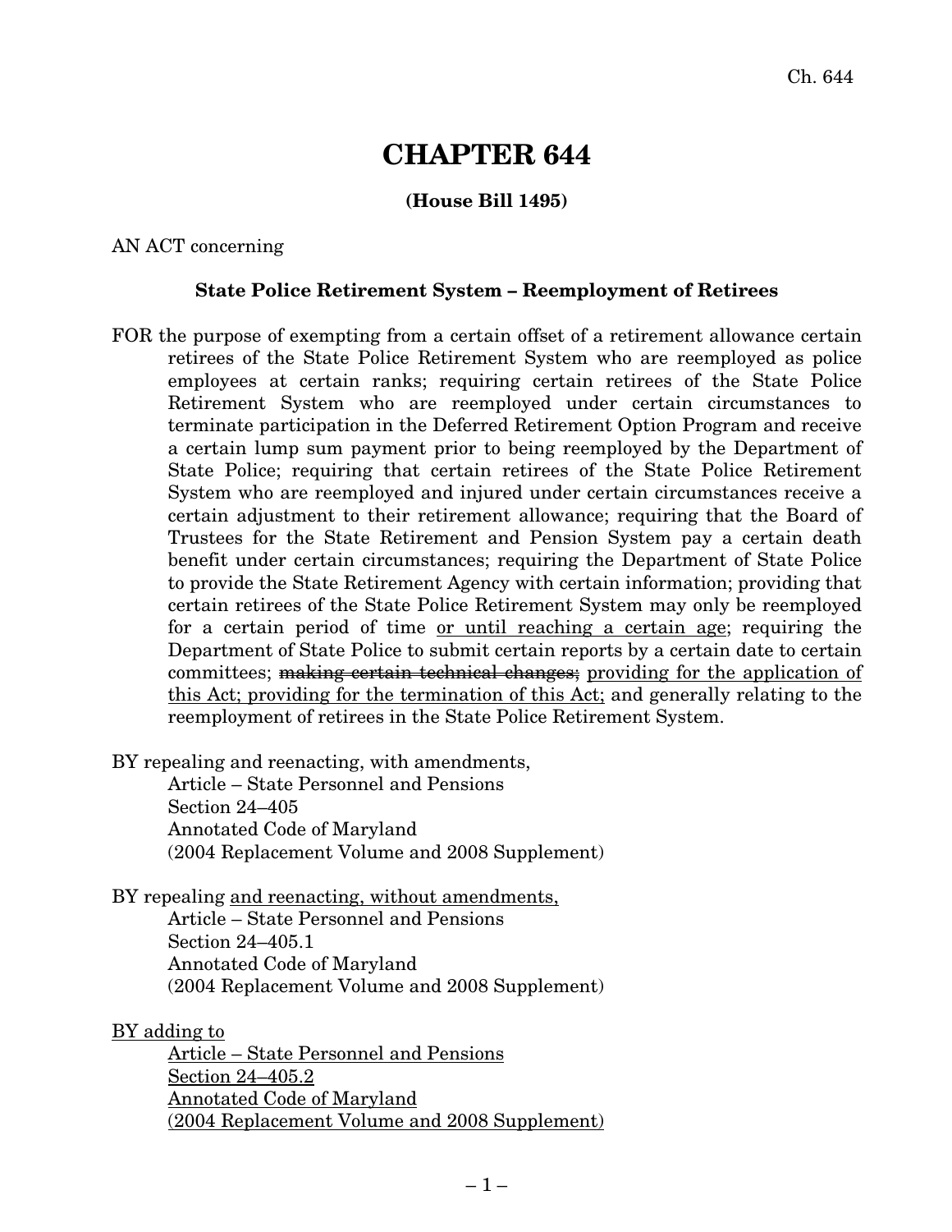# CHAPTER 644

**(House Bill 1495)**

AN ACT concerning

**State Police Retirement System – Reemployment of Retirees**

FOR the purpose of exempting from a certain offset of a retirement allowance certain retirees of the State Police Retirement System who are reemployed as police employees at certain ranks; requiring certain retirees of the State Police Retirement System who are reemployed under certain circumstances to terminate participation in the Deferred Retirement Option Program and receive a certain lump sum payment prior to being reemployed by the Department of State Police; requiring that certain retirees of the State Police Retirement System who are reemployed and injured under certain circumstances receive a certain adjustment to their retirement allowance; requiring that the Board of Trustees for the State Retirement and Pension System pay a certain death benefit under certain circumstances; requiring the Department of State Police to provide the State Retirement Agency with certain information; providing that certain retirees of the State Police Retirement System may only be reemployed for a certain period of time <u>or until reaching a certain age</u>; requiring the Department of State Police to submit certain reports by a certain date to certain committees; ~~making certain technical changes;~~ <u>providing for the application of this Act; providing for the termination of this Act;</u> and generally relating to the reemployment of retirees in the State Police Retirement System.

BY repealing and reenacting, with amendments,
Article – State Personnel and Pensions
Section 24–405
Annotated Code of Maryland
(2004 Replacement Volume and 2008 Supplement)

BY repealing <u>and reenacting, without amendments,</u>
Article – State Personnel and Pensions
Section 24–405.1
Annotated Code of Maryland
(2004 Replacement Volume and 2008 Supplement)

<u>BY adding to</u>
<u>Article – State Personnel and Pensions</u>
<u>Section 24–405.2</u>
<u>Annotated Code of Maryland</u>
<u>(2004 Replacement Volume and 2008 Supplement)</u>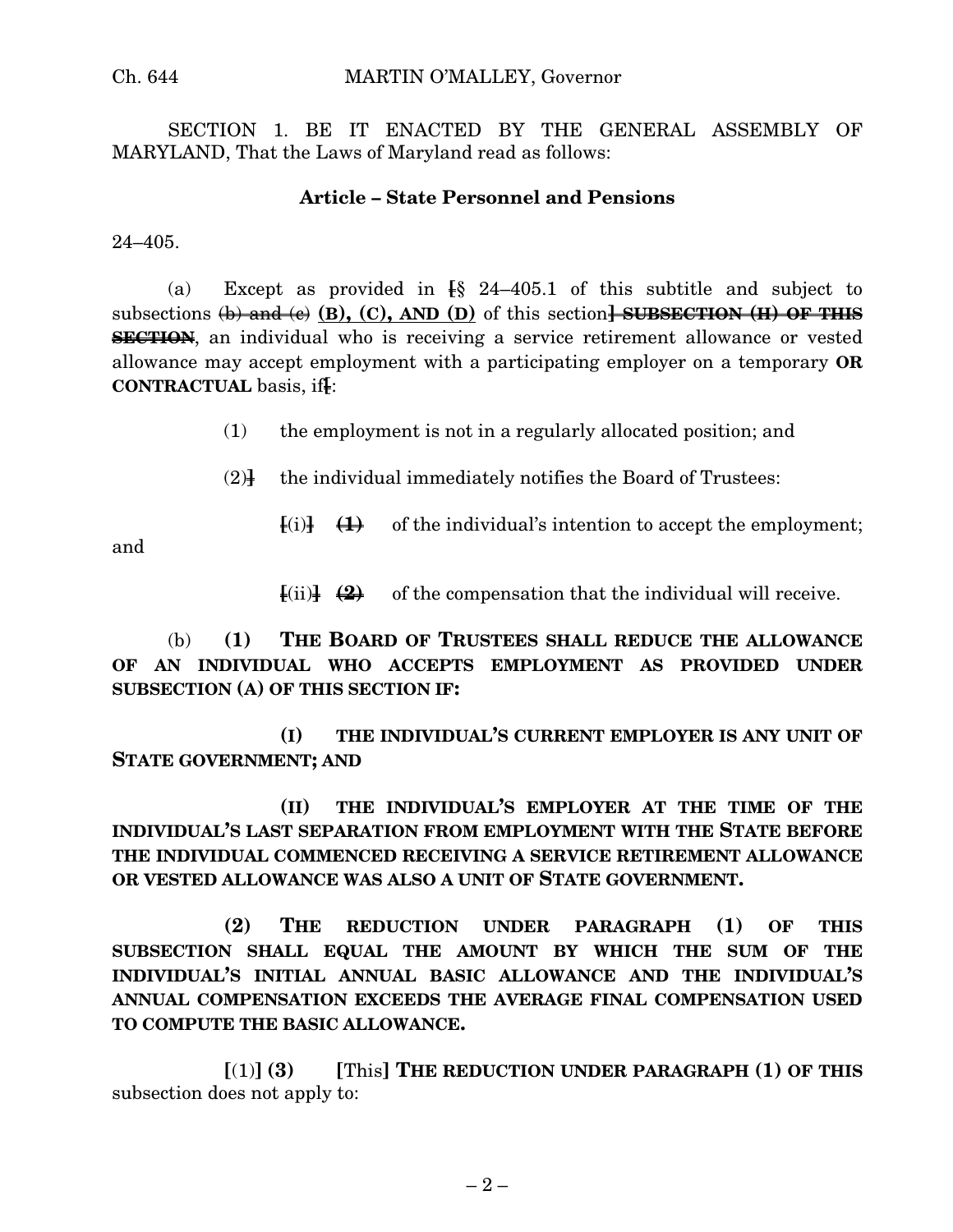SECTION 1. BE IT ENACTED BY THE GENERAL ASSEMBLY OF MARYLAND, That the Laws of Maryland read as follows:

**Article – State Personnel and Pensions**

24–405.

(a) Except as provided in [§ 24–405.1 of this subtitle and subject to subsections ~~(b) and (c)~~ **(B), (C), AND (D)** of this section] ~~**SUBSECTION (H) OF THIS SECTION**~~, an individual who is receiving a service retirement allowance or vested allowance may accept employment with a participating employer on a temporary **OR CONTRACTUAL** basis, if[:

(1) the employment is not in a regularly allocated position; and

(2)] the individual immediately notifies the Board of Trustees:

[(i)] ~~**(1)**~~ of the individual's intention to accept the employment; and

[(ii)] ~~**(2)**~~ of the compensation that the individual will receive.

(b) **(1) THE BOARD OF TRUSTEES SHALL REDUCE THE ALLOWANCE OF AN INDIVIDUAL WHO ACCEPTS EMPLOYMENT AS PROVIDED UNDER SUBSECTION (A) OF THIS SECTION IF:**

**(I) THE INDIVIDUAL'S CURRENT EMPLOYER IS ANY UNIT OF STATE GOVERNMENT; AND**

**(II) THE INDIVIDUAL'S EMPLOYER AT THE TIME OF THE INDIVIDUAL'S LAST SEPARATION FROM EMPLOYMENT WITH THE STATE BEFORE THE INDIVIDUAL COMMENCED RECEIVING A SERVICE RETIREMENT ALLOWANCE OR VESTED ALLOWANCE WAS ALSO A UNIT OF STATE GOVERNMENT.**

**(2) THE REDUCTION UNDER PARAGRAPH (1) OF THIS SUBSECTION SHALL EQUAL THE AMOUNT BY WHICH THE SUM OF THE INDIVIDUAL'S INITIAL ANNUAL BASIC ALLOWANCE AND THE INDIVIDUAL'S ANNUAL COMPENSATION EXCEEDS THE AVERAGE FINAL COMPENSATION USED TO COMPUTE THE BASIC ALLOWANCE.**

[(1)] **(3)** [This] **THE REDUCTION UNDER PARAGRAPH (1) OF THIS** subsection does not apply to: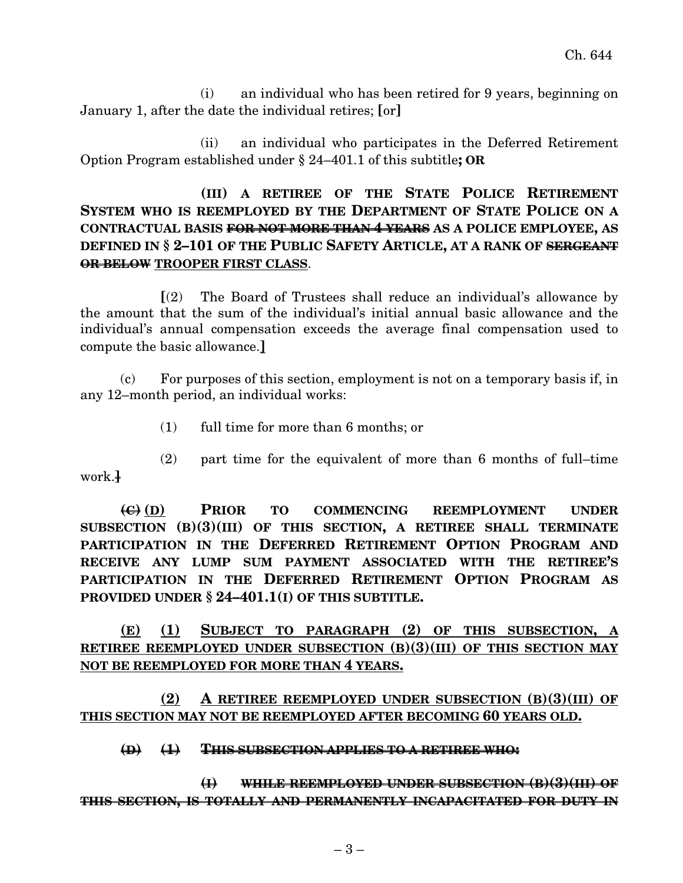(i) an individual who has been retired for 9 years, beginning on January 1, after the date the individual retires; [or]

(ii) an individual who participates in the Deferred Retirement Option Program established under § 24–401.1 of this subtitle**; OR**

**(III) A RETIREE OF THE STATE POLICE RETIREMENT SYSTEM WHO IS REEMPLOYED BY THE DEPARTMENT OF STATE POLICE ON A CONTRACTUAL BASIS ~~FOR NOT MORE THAN 4 YEARS~~ AS A POLICE EMPLOYEE, AS DEFINED IN § 2–101 OF THE PUBLIC SAFETY ARTICLE, AT A RANK OF ~~SERGEANT OR BELOW~~ TROOPER FIRST CLASS**.

[(2) The Board of Trustees shall reduce an individual's allowance by the amount that the sum of the individual's initial annual basic allowance and the individual's annual compensation exceeds the average final compensation used to compute the basic allowance.]

(c) For purposes of this section, employment is not on a temporary basis if, in any 12–month period, an individual works:

(1) full time for more than 6 months; or

(2) part time for the equivalent of more than 6 months of full–time work.]

**~~(C)~~ (D) PRIOR TO COMMENCING REEMPLOYMENT UNDER SUBSECTION (B)(3)(III) OF THIS SECTION, A RETIREE SHALL TERMINATE PARTICIPATION IN THE DEFERRED RETIREMENT OPTION PROGRAM AND RECEIVE ANY LUMP SUM PAYMENT ASSOCIATED WITH THE RETIREE'S PARTICIPATION IN THE DEFERRED RETIREMENT OPTION PROGRAM AS PROVIDED UNDER § 24–401.1(I) OF THIS SUBTITLE.**

**(E) (1) SUBJECT TO PARAGRAPH (2) OF THIS SUBSECTION, A RETIREE REEMPLOYED UNDER SUBSECTION (B)(3)(III) OF THIS SECTION MAY NOT BE REEMPLOYED FOR MORE THAN 4 YEARS.**

**(2) A RETIREE REEMPLOYED UNDER SUBSECTION (B)(3)(III) OF THIS SECTION MAY NOT BE REEMPLOYED AFTER BECOMING 60 YEARS OLD.**

~~**(D) (1) THIS SUBSECTION APPLIES TO A RETIREE WHO:**~~

~~**(I) WHILE REEMPLOYED UNDER SUBSECTION (B)(3)(III) OF THIS SECTION, IS TOTALLY AND PERMANENTLY INCAPACITATED FOR DUTY IN**~~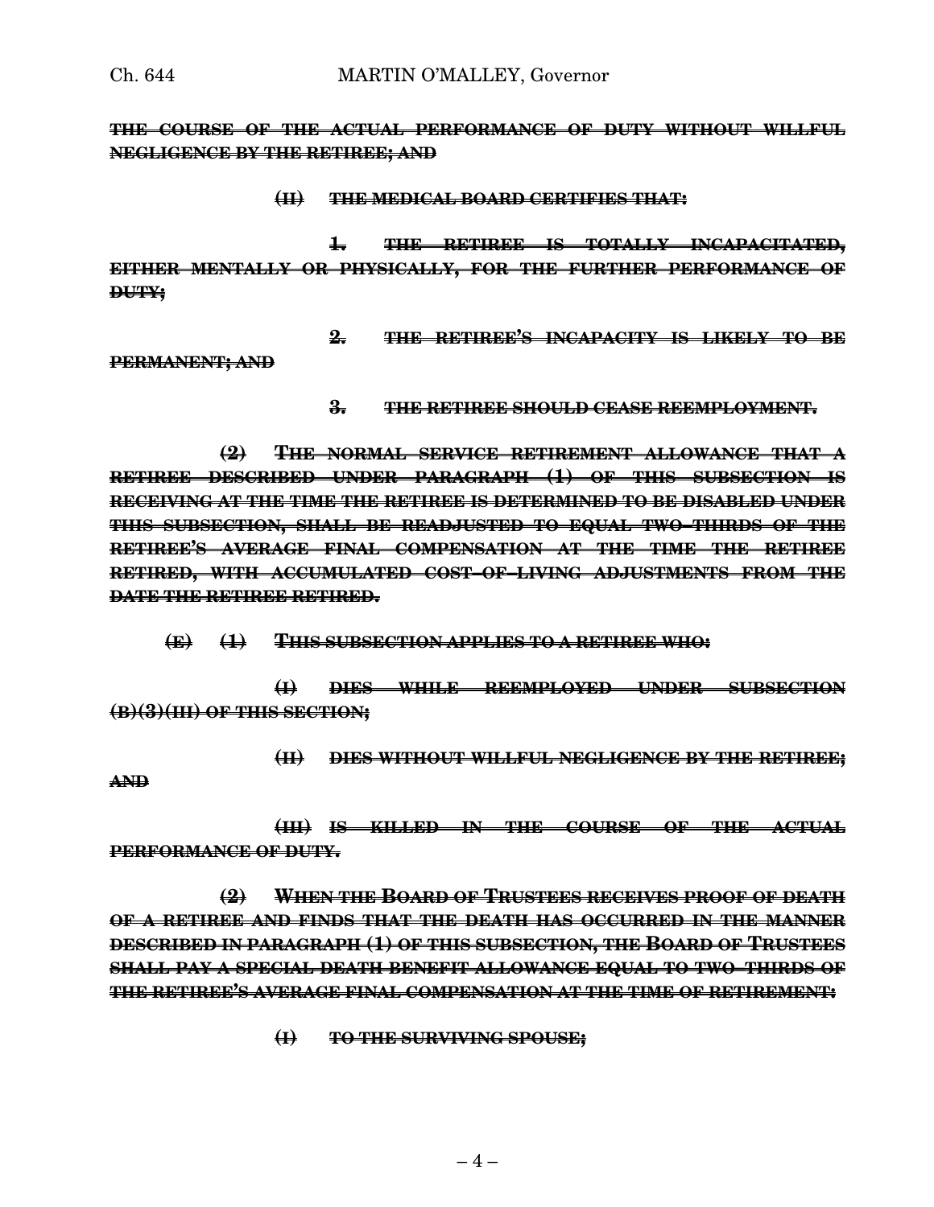~~**THE COURSE OF THE ACTUAL PERFORMANCE OF DUTY WITHOUT WILLFUL NEGLIGENCE BY THE RETIREE; AND**~~

~~**(II) THE MEDICAL BOARD CERTIFIES THAT:**~~

~~**1. THE RETIREE IS TOTALLY INCAPACITATED, EITHER MENTALLY OR PHYSICALLY, FOR THE FURTHER PERFORMANCE OF DUTY;**~~

~~**2. THE RETIREE'S INCAPACITY IS LIKELY TO BE PERMANENT; AND**~~

~~**3. THE RETIREE SHOULD CEASE REEMPLOYMENT.**~~

~~**(2) THE NORMAL SERVICE RETIREMENT ALLOWANCE THAT A RETIREE DESCRIBED UNDER PARAGRAPH (1) OF THIS SUBSECTION IS RECEIVING AT THE TIME THE RETIREE IS DETERMINED TO BE DISABLED UNDER THIS SUBSECTION, SHALL BE READJUSTED TO EQUAL TWO–THIRDS OF THE RETIREE'S AVERAGE FINAL COMPENSATION AT THE TIME THE RETIREE RETIRED, WITH ACCUMULATED COST–OF–LIVING ADJUSTMENTS FROM THE DATE THE RETIREE RETIRED.**~~

~~**(E) (1) THIS SUBSECTION APPLIES TO A RETIREE WHO:**~~

~~**(I) DIES WHILE REEMPLOYED UNDER SUBSECTION (B)(3)(III) OF THIS SECTION;**~~

~~**(II) DIES WITHOUT WILLFUL NEGLIGENCE BY THE RETIREE; AND**~~

~~**(III) IS KILLED IN THE COURSE OF THE ACTUAL PERFORMANCE OF DUTY.**~~

~~**(2) WHEN THE BOARD OF TRUSTEES RECEIVES PROOF OF DEATH OF A RETIREE AND FINDS THAT THE DEATH HAS OCCURRED IN THE MANNER DESCRIBED IN PARAGRAPH (1) OF THIS SUBSECTION, THE BOARD OF TRUSTEES SHALL PAY A SPECIAL DEATH BENEFIT ALLOWANCE EQUAL TO TWO–THIRDS OF THE RETIREE'S AVERAGE FINAL COMPENSATION AT THE TIME OF RETIREMENT:**~~

~~**(I) TO THE SURVIVING SPOUSE;**~~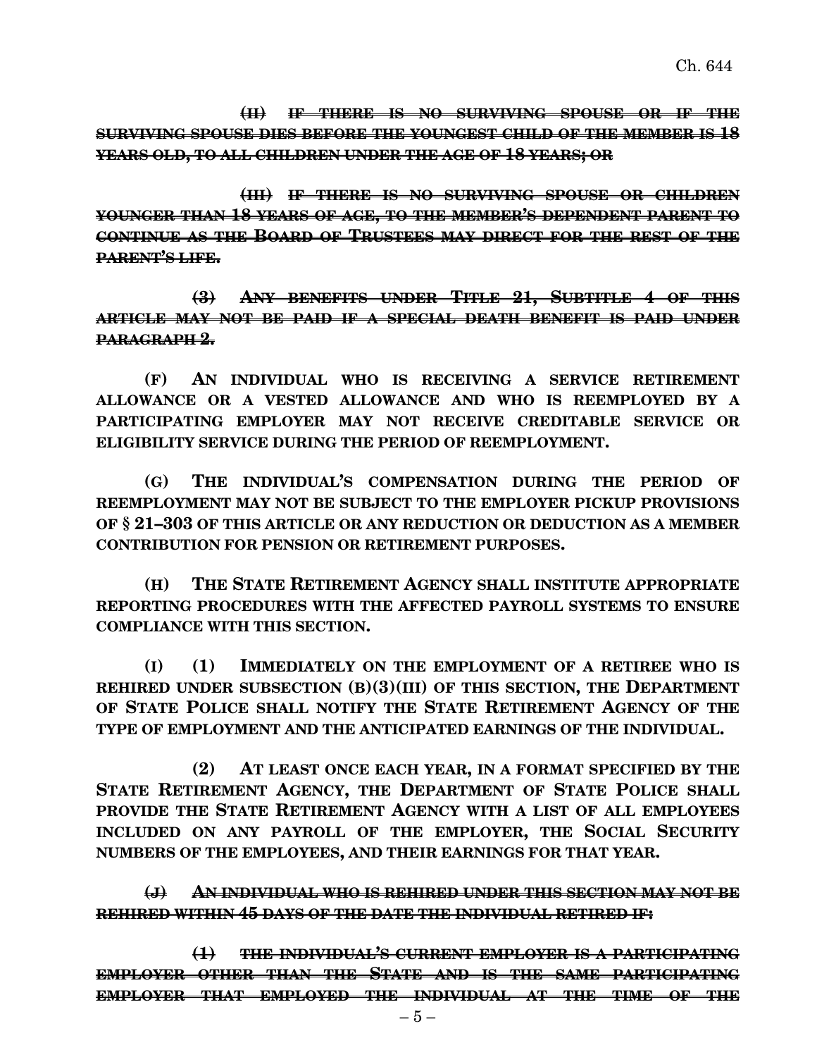~~**(II) IF THERE IS NO SURVIVING SPOUSE OR IF THE SURVIVING SPOUSE DIES BEFORE THE YOUNGEST CHILD OF THE MEMBER IS 18 YEARS OLD, TO ALL CHILDREN UNDER THE AGE OF 18 YEARS; OR**~~

~~**(III) IF THERE IS NO SURVIVING SPOUSE OR CHILDREN YOUNGER THAN 18 YEARS OF AGE, TO THE MEMBER'S DEPENDENT PARENT TO CONTINUE AS THE BOARD OF TRUSTEES MAY DIRECT FOR THE REST OF THE PARENT'S LIFE.**~~

~~**(3) ANY BENEFITS UNDER TITLE 21, SUBTITLE 4 OF THIS ARTICLE MAY NOT BE PAID IF A SPECIAL DEATH BENEFIT IS PAID UNDER PARAGRAPH 2.**~~

**(F) AN INDIVIDUAL WHO IS RECEIVING A SERVICE RETIREMENT ALLOWANCE OR A VESTED ALLOWANCE AND WHO IS REEMPLOYED BY A PARTICIPATING EMPLOYER MAY NOT RECEIVE CREDITABLE SERVICE OR ELIGIBILITY SERVICE DURING THE PERIOD OF REEMPLOYMENT.**

**(G) THE INDIVIDUAL'S COMPENSATION DURING THE PERIOD OF REEMPLOYMENT MAY NOT BE SUBJECT TO THE EMPLOYER PICKUP PROVISIONS OF § 21–303 OF THIS ARTICLE OR ANY REDUCTION OR DEDUCTION AS A MEMBER CONTRIBUTION FOR PENSION OR RETIREMENT PURPOSES.**

**(H) THE STATE RETIREMENT AGENCY SHALL INSTITUTE APPROPRIATE REPORTING PROCEDURES WITH THE AFFECTED PAYROLL SYSTEMS TO ENSURE COMPLIANCE WITH THIS SECTION.**

**(I) (1) IMMEDIATELY ON THE EMPLOYMENT OF A RETIREE WHO IS REHIRED UNDER SUBSECTION (B)(3)(III) OF THIS SECTION, THE DEPARTMENT OF STATE POLICE SHALL NOTIFY THE STATE RETIREMENT AGENCY OF THE TYPE OF EMPLOYMENT AND THE ANTICIPATED EARNINGS OF THE INDIVIDUAL.**

**(2) AT LEAST ONCE EACH YEAR, IN A FORMAT SPECIFIED BY THE STATE RETIREMENT AGENCY, THE DEPARTMENT OF STATE POLICE SHALL PROVIDE THE STATE RETIREMENT AGENCY WITH A LIST OF ALL EMPLOYEES INCLUDED ON ANY PAYROLL OF THE EMPLOYER, THE SOCIAL SECURITY NUMBERS OF THE EMPLOYEES, AND THEIR EARNINGS FOR THAT YEAR.**

~~**(J) AN INDIVIDUAL WHO IS REHIRED UNDER THIS SECTION MAY NOT BE REHIRED WITHIN 45 DAYS OF THE DATE THE INDIVIDUAL RETIRED IF:**~~

~~**(1) THE INDIVIDUAL'S CURRENT EMPLOYER IS A PARTICIPATING EMPLOYER OTHER THAN THE STATE AND IS THE SAME PARTICIPATING EMPLOYER THAT EMPLOYED THE INDIVIDUAL AT THE TIME OF THE**~~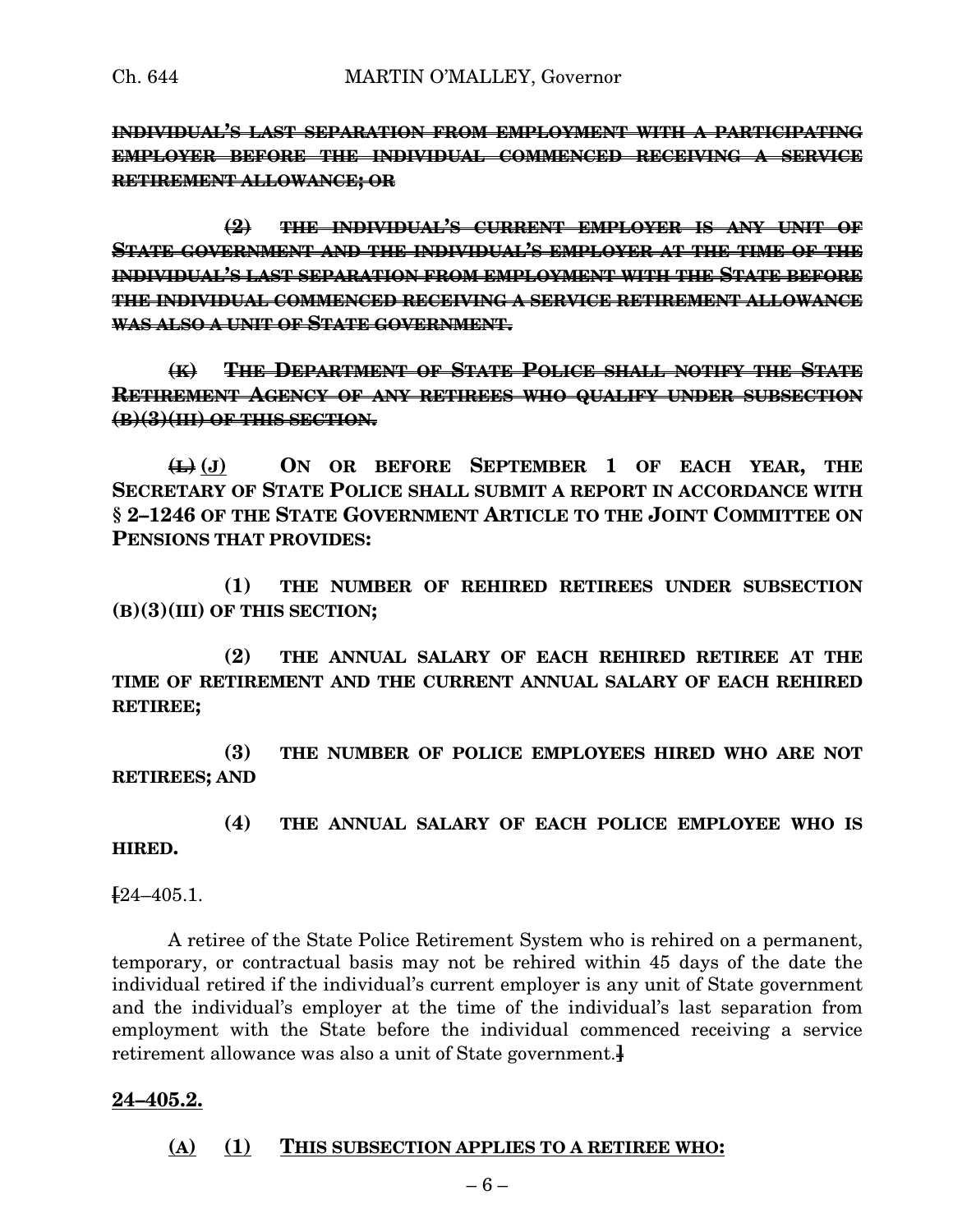~~**INDIVIDUAL'S LAST SEPARATION FROM EMPLOYMENT WITH A PARTICIPATING EMPLOYER BEFORE THE INDIVIDUAL COMMENCED RECEIVING A SERVICE RETIREMENT ALLOWANCE; OR**~~

~~**(2) THE INDIVIDUAL'S CURRENT EMPLOYER IS ANY UNIT OF STATE GOVERNMENT AND THE INDIVIDUAL'S EMPLOYER AT THE TIME OF THE INDIVIDUAL'S LAST SEPARATION FROM EMPLOYMENT WITH THE STATE BEFORE THE INDIVIDUAL COMMENCED RECEIVING A SERVICE RETIREMENT ALLOWANCE WAS ALSO A UNIT OF STATE GOVERNMENT.**~~

~~**(K) THE DEPARTMENT OF STATE POLICE SHALL NOTIFY THE STATE RETIREMENT AGENCY OF ANY RETIREES WHO QUALIFY UNDER SUBSECTION (B)(3)(III) OF THIS SECTION.**~~

~~**(L)**~~ **(J) ON OR BEFORE SEPTEMBER 1 OF EACH YEAR, THE SECRETARY OF STATE POLICE SHALL SUBMIT A REPORT IN ACCORDANCE WITH § 2–1246 OF THE STATE GOVERNMENT ARTICLE TO THE JOINT COMMITTEE ON PENSIONS THAT PROVIDES:**

**(1) THE NUMBER OF REHIRED RETIREES UNDER SUBSECTION (B)(3)(III) OF THIS SECTION;**

**(2) THE ANNUAL SALARY OF EACH REHIRED RETIREE AT THE TIME OF RETIREMENT AND THE CURRENT ANNUAL SALARY OF EACH REHIRED RETIREE;**

**(3) THE NUMBER OF POLICE EMPLOYEES HIRED WHO ARE NOT RETIREES; AND**

**(4) THE ANNUAL SALARY OF EACH POLICE EMPLOYEE WHO IS HIRED.**

[24–405.1.

A retiree of the State Police Retirement System who is rehired on a permanent, temporary, or contractual basis may not be rehired within 45 days of the date the individual retired if the individual's current employer is any unit of State government and the individual's employer at the time of the individual's last separation from employment with the State before the individual commenced receiving a service retirement allowance was also a unit of State government.]

**<u>24–405.2.</u>**

**<u>(A) (1) THIS SUBSECTION APPLIES TO A RETIREE WHO:</u>**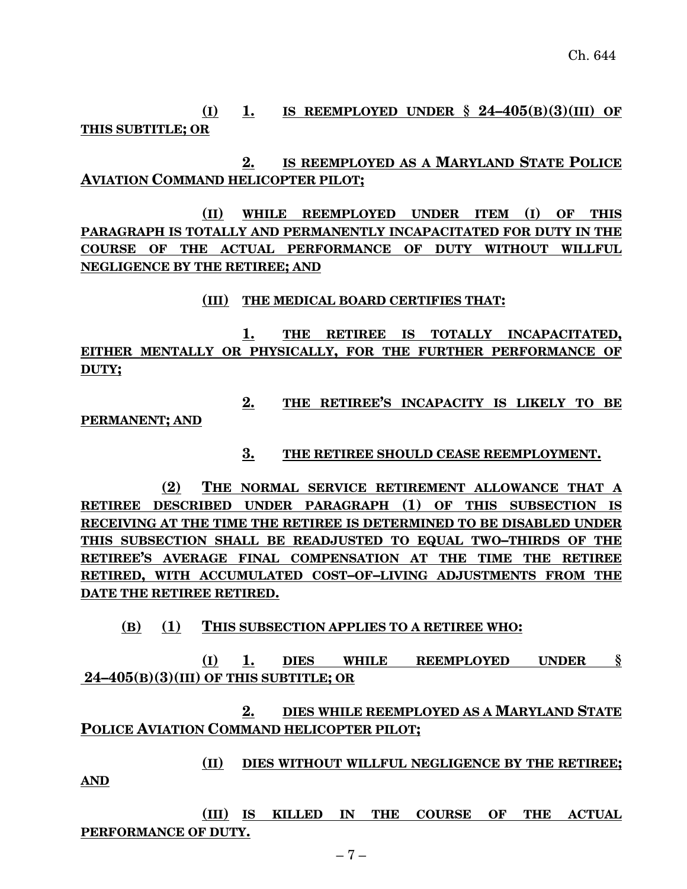**(I) 1. IS REEMPLOYED UNDER § 24–405(B)(3)(III) OF THIS SUBTITLE; OR**

**2. IS REEMPLOYED AS A MARYLAND STATE POLICE AVIATION COMMAND HELICOPTER PILOT;**

**(II) WHILE REEMPLOYED UNDER ITEM (I) OF THIS PARAGRAPH IS TOTALLY AND PERMANENTLY INCAPACITATED FOR DUTY IN THE COURSE OF THE ACTUAL PERFORMANCE OF DUTY WITHOUT WILLFUL NEGLIGENCE BY THE RETIREE; AND**

**(III) THE MEDICAL BOARD CERTIFIES THAT:**

**1. THE RETIREE IS TOTALLY INCAPACITATED, EITHER MENTALLY OR PHYSICALLY, FOR THE FURTHER PERFORMANCE OF DUTY;**

**2. THE RETIREE'S INCAPACITY IS LIKELY TO BE PERMANENT; AND**

**3. THE RETIREE SHOULD CEASE REEMPLOYMENT.**

**(2) THE NORMAL SERVICE RETIREMENT ALLOWANCE THAT A RETIREE DESCRIBED UNDER PARAGRAPH (1) OF THIS SUBSECTION IS RECEIVING AT THE TIME THE RETIREE IS DETERMINED TO BE DISABLED UNDER THIS SUBSECTION SHALL BE READJUSTED TO EQUAL TWO–THIRDS OF THE RETIREE'S AVERAGE FINAL COMPENSATION AT THE TIME THE RETIREE RETIRED, WITH ACCUMULATED COST–OF–LIVING ADJUSTMENTS FROM THE DATE THE RETIREE RETIRED.**

**(B) (1) THIS SUBSECTION APPLIES TO A RETIREE WHO:**

**(I) 1. DIES WHILE REEMPLOYED UNDER § 24–405(B)(3)(III) OF THIS SUBTITLE; OR**

**2. DIES WHILE REEMPLOYED AS A MARYLAND STATE POLICE AVIATION COMMAND HELICOPTER PILOT;**

**(II) DIES WITHOUT WILLFUL NEGLIGENCE BY THE RETIREE; AND**

**(III) IS KILLED IN THE COURSE OF THE ACTUAL PERFORMANCE OF DUTY.**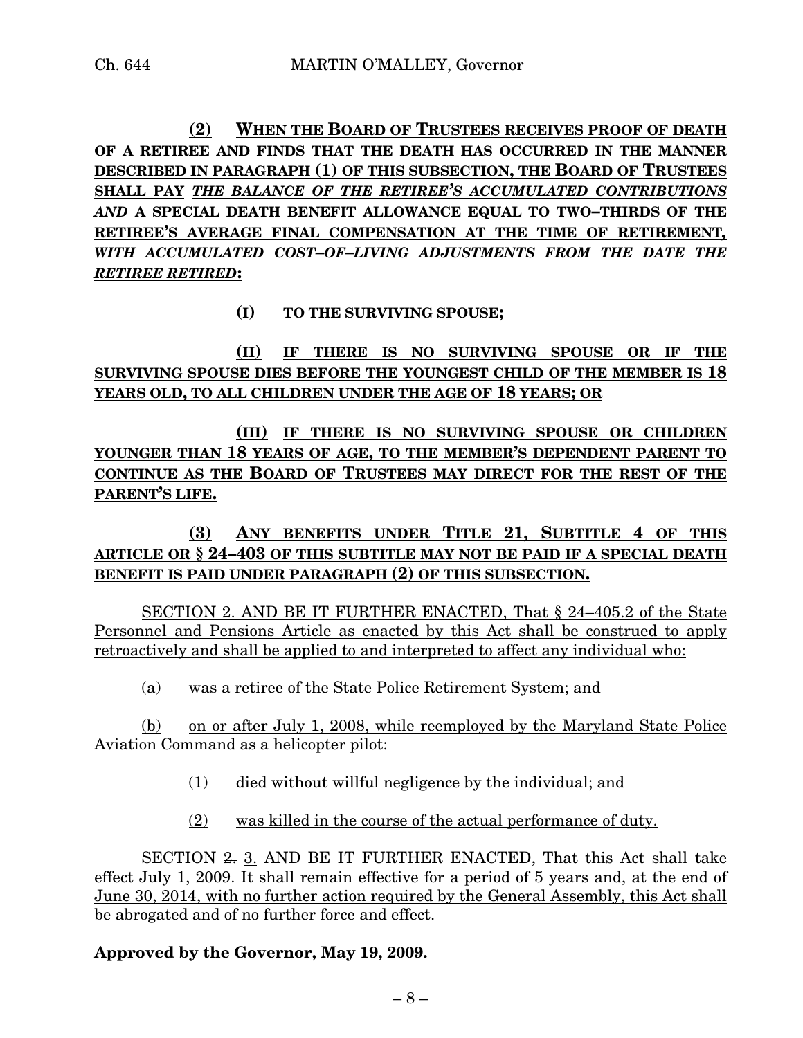**(2) WHEN THE BOARD OF TRUSTEES RECEIVES PROOF OF DEATH OF A RETIREE AND FINDS THAT THE DEATH HAS OCCURRED IN THE MANNER DESCRIBED IN PARAGRAPH (1) OF THIS SUBSECTION, THE BOARD OF TRUSTEES SHALL PAY** ***THE BALANCE OF THE RETIREE'S ACCUMULATED CONTRIBUTIONS AND*** **A SPECIAL DEATH BENEFIT ALLOWANCE EQUAL TO TWO–THIRDS OF THE RETIREE'S AVERAGE FINAL COMPENSATION AT THE TIME OF RETIREMENT,** ***WITH ACCUMULATED COST–OF–LIVING ADJUSTMENTS FROM THE DATE THE RETIREE RETIRED*****:**

**(I) TO THE SURVIVING SPOUSE;**

**(II) IF THERE IS NO SURVIVING SPOUSE OR IF THE SURVIVING SPOUSE DIES BEFORE THE YOUNGEST CHILD OF THE MEMBER IS 18 YEARS OLD, TO ALL CHILDREN UNDER THE AGE OF 18 YEARS; OR**

**(III) IF THERE IS NO SURVIVING SPOUSE OR CHILDREN YOUNGER THAN 18 YEARS OF AGE, TO THE MEMBER'S DEPENDENT PARENT TO CONTINUE AS THE BOARD OF TRUSTEES MAY DIRECT FOR THE REST OF THE PARENT'S LIFE.**

**(3) ANY BENEFITS UNDER TITLE 21, SUBTITLE 4 OF THIS ARTICLE OR § 24–403 OF THIS SUBTITLE MAY NOT BE PAID IF A SPECIAL DEATH BENEFIT IS PAID UNDER PARAGRAPH (2) OF THIS SUBSECTION.**

SECTION 2. AND BE IT FURTHER ENACTED, That § 24–405.2 of the State Personnel and Pensions Article as enacted by this Act shall be construed to apply retroactively and shall be applied to and interpreted to affect any individual who:

(a) was a retiree of the State Police Retirement System; and

(b) on or after July 1, 2008, while reemployed by the Maryland State Police Aviation Command as a helicopter pilot:

(1) died without willful negligence by the individual; and

(2) was killed in the course of the actual performance of duty.

SECTION ~~2.~~ 3. AND BE IT FURTHER ENACTED, That this Act shall take effect July 1, 2009. It shall remain effective for a period of 5 years and, at the end of June 30, 2014, with no further action required by the General Assembly, this Act shall be abrogated and of no further force and effect.

**Approved by the Governor, May 19, 2009.**